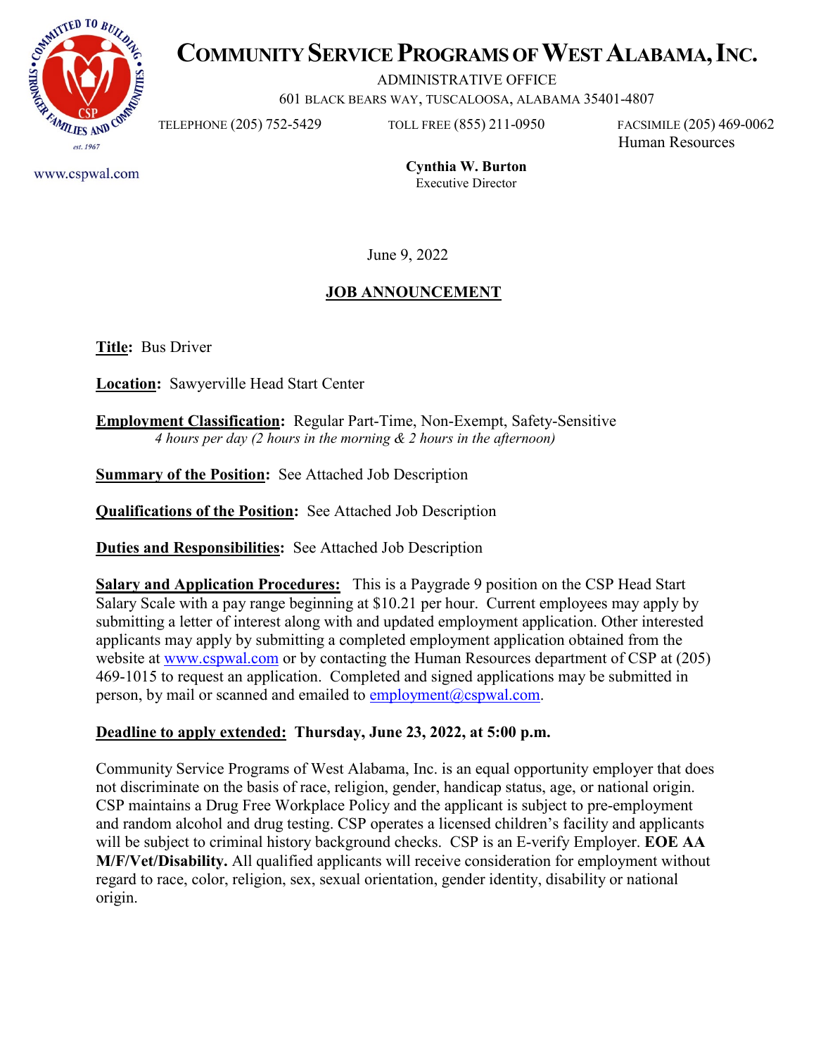# COMMUNITY SERVICE PROGRAMS OF WEST ALABAMA, INC.

ADMINISTRATIVE OFFICE
601 BLACK BEARS WAY, TUSCALOOSA, ALABAMA 35401-4807

TELEPHONE (205) 752-5429 TOLL FREE (855) 211-0950 FACSIMILE (205) 469-0062
Human Resources

www.cspwal.com

**Cynthia W. Burton**
Executive Director

June 9, 2022

## JOB ANNOUNCEMENT

**Title:** Bus Driver

**Location:** Sawyerville Head Start Center

**Employment Classification:** Regular Part-Time, Non-Exempt, Safety-Sensitive
*4 hours per day (2 hours in the morning & 2 hours in the afternoon)*

**Summary of the Position:** See Attached Job Description

**Qualifications of the Position:** See Attached Job Description

**Duties and Responsibilities:** See Attached Job Description

**Salary and Application Procedures:** This is a Paygrade 9 position on the CSP Head Start Salary Scale with a pay range beginning at $10.21 per hour. Current employees may apply by submitting a letter of interest along with and updated employment application. Other interested applicants may apply by submitting a completed employment application obtained from the website at www.cspwal.com or by contacting the Human Resources department of CSP at (205) 469-1015 to request an application. Completed and signed applications may be submitted in person, by mail or scanned and emailed to employment@cspwal.com.

**Deadline to apply extended: Thursday, June 23, 2022, at 5:00 p.m.**

Community Service Programs of West Alabama, Inc. is an equal opportunity employer that does not discriminate on the basis of race, religion, gender, handicap status, age, or national origin. CSP maintains a Drug Free Workplace Policy and the applicant is subject to pre-employment and random alcohol and drug testing. CSP operates a licensed children's facility and applicants will be subject to criminal history background checks. CSP is an E-verify Employer. **EOE AA M/F/Vet/Disability.** All qualified applicants will receive consideration for employment without regard to race, color, religion, sex, sexual orientation, gender identity, disability or national origin.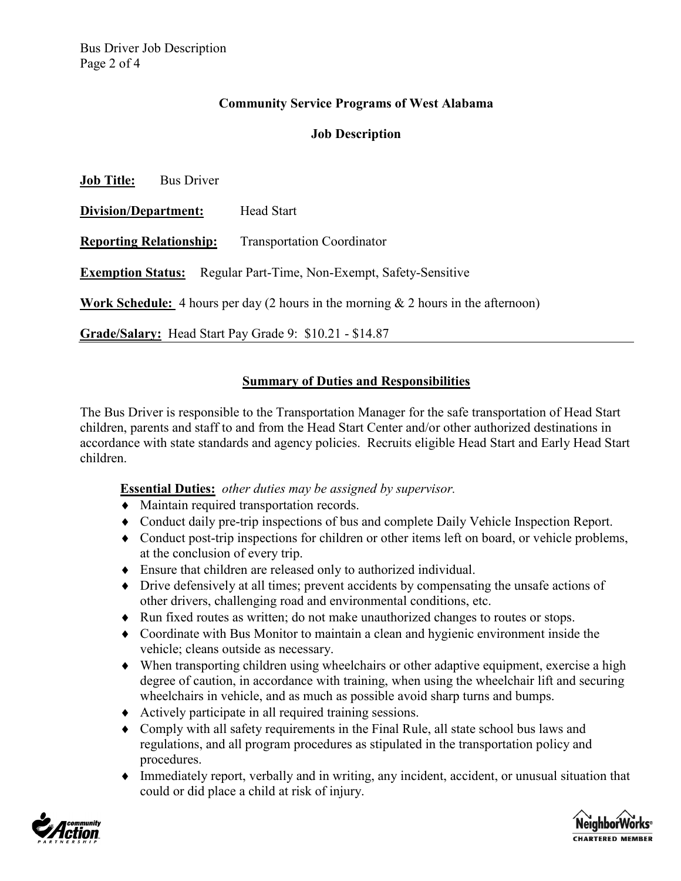**Community Service Programs of West Alabama**

**Job Description**

**Job Title:** Bus Driver

**Division/Department:** Head Start

**Reporting Relationship:** Transportation Coordinator

**Exemption Status:** Regular Part-Time, Non-Exempt, Safety-Sensitive

**Work Schedule:** 4 hours per day (2 hours in the morning & 2 hours in the afternoon)

**Grade/Salary:** Head Start Pay Grade 9: $10.21 - $14.87

---

## Summary of Duties and Responsibilities

The Bus Driver is responsible to the Transportation Manager for the safe transportation of Head Start children, parents and staff to and from the Head Start Center and/or other authorized destinations in accordance with state standards and agency policies. Recruits eligible Head Start and Early Head Start children.

**Essential Duties:** *other duties may be assigned by supervisor.*

- Maintain required transportation records.
- Conduct daily pre-trip inspections of bus and complete Daily Vehicle Inspection Report.
- Conduct post-trip inspections for children or other items left on board, or vehicle problems, at the conclusion of every trip.
- Ensure that children are released only to authorized individual.
- Drive defensively at all times; prevent accidents by compensating the unsafe actions of other drivers, challenging road and environmental conditions, etc.
- Run fixed routes as written; do not make unauthorized changes to routes or stops.
- Coordinate with Bus Monitor to maintain a clean and hygienic environment inside the vehicle; cleans outside as necessary.
- When transporting children using wheelchairs or other adaptive equipment, exercise a high degree of caution, in accordance with training, when using the wheelchair lift and securing wheelchairs in vehicle, and as much as possible avoid sharp turns and bumps.
- Actively participate in all required training sessions.
- Comply with all safety requirements in the Final Rule, all state school bus laws and regulations, and all program procedures as stipulated in the transportation policy and procedures.
- Immediately report, verbally and in writing, any incident, accident, or unusual situation that could or did place a child at risk of injury.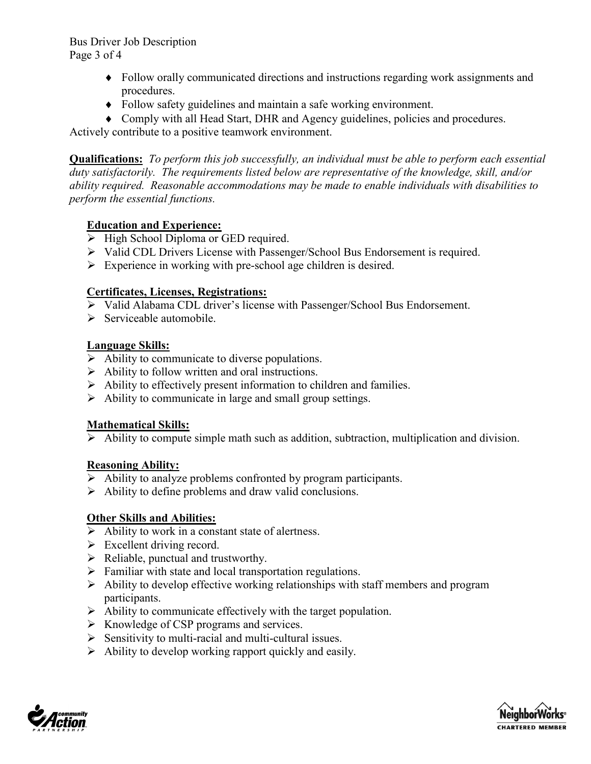- Follow orally communicated directions and instructions regarding work assignments and procedures.
- Follow safety guidelines and maintain a safe working environment.
- Comply with all Head Start, DHR and Agency guidelines, policies and procedures.

Actively contribute to a positive teamwork environment.

**Qualifications:** *To perform this job successfully, an individual must be able to perform each essential duty satisfactorily. The requirements listed below are representative of the knowledge, skill, and/or ability required. Reasonable accommodations may be made to enable individuals with disabilities to perform the essential functions.*

**Education and Experience:**

- High School Diploma or GED required.
- Valid CDL Drivers License with Passenger/School Bus Endorsement is required.
- Experience in working with pre-school age children is desired.

**Certificates, Licenses, Registrations:**

- Valid Alabama CDL driver's license with Passenger/School Bus Endorsement.
- Serviceable automobile.

**Language Skills:**

- Ability to communicate to diverse populations.
- Ability to follow written and oral instructions.
- Ability to effectively present information to children and families.
- Ability to communicate in large and small group settings.

**Mathematical Skills:**

- Ability to compute simple math such as addition, subtraction, multiplication and division.

**Reasoning Ability:**

- Ability to analyze problems confronted by program participants.
- Ability to define problems and draw valid conclusions.

**Other Skills and Abilities:**

- Ability to work in a constant state of alertness.
- Excellent driving record.
- Reliable, punctual and trustworthy.
- Familiar with state and local transportation regulations.
- Ability to develop effective working relationships with staff members and program participants.
- Ability to communicate effectively with the target population.
- Knowledge of CSP programs and services.
- Sensitivity to multi-racial and multi-cultural issues.
- Ability to develop working rapport quickly and easily.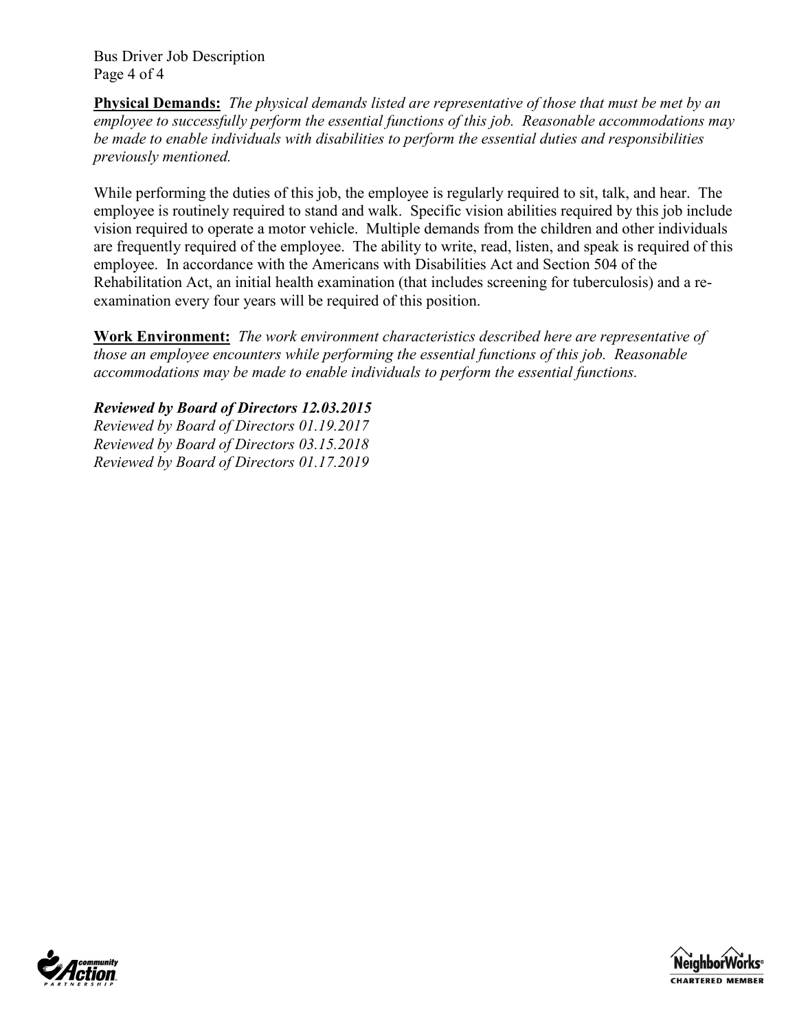**Physical Demands:** *The physical demands listed are representative of those that must be met by an employee to successfully perform the essential functions of this job. Reasonable accommodations may be made to enable individuals with disabilities to perform the essential duties and responsibilities previously mentioned.*

While performing the duties of this job, the employee is regularly required to sit, talk, and hear. The employee is routinely required to stand and walk. Specific vision abilities required by this job include vision required to operate a motor vehicle. Multiple demands from the children and other individuals are frequently required of the employee. The ability to write, read, listen, and speak is required of this employee. In accordance with the Americans with Disabilities Act and Section 504 of the Rehabilitation Act, an initial health examination (that includes screening for tuberculosis) and a re-examination every four years will be required of this position.

**Work Environment:** *The work environment characteristics described here are representative of those an employee encounters while performing the essential functions of this job. Reasonable accommodations may be made to enable individuals to perform the essential functions.*

***Reviewed by Board of Directors 12.03.2015***
*Reviewed by Board of Directors 01.19.2017*
*Reviewed by Board of Directors 03.15.2018*
*Reviewed by Board of Directors 01.17.2019*